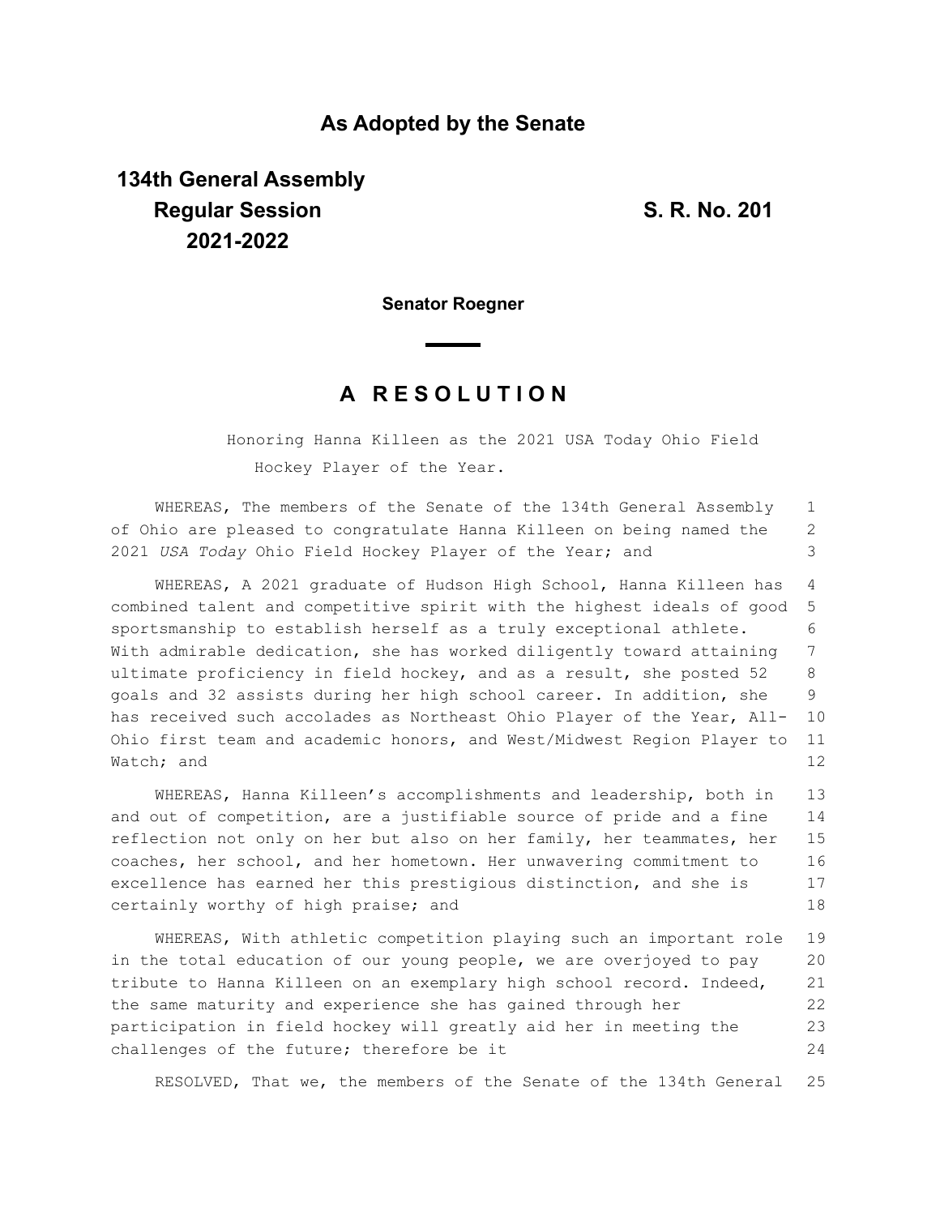## As Adopted by the Senate

**134th General Assembly**
**Regular Session**
**2021-2022**

**S. R. No. 201**

**Senator Roegner**

# A RESOLUTION

Honoring Hanna Killeen as the 2021 USA Today Ohio Field Hockey Player of the Year.

WHEREAS, The members of the Senate of the 134th General Assembly of Ohio are pleased to congratulate Hanna Killeen on being named the 2021 *USA Today* Ohio Field Hockey Player of the Year; and

WHEREAS, A 2021 graduate of Hudson High School, Hanna Killeen has combined talent and competitive spirit with the highest ideals of good sportsmanship to establish herself as a truly exceptional athlete. With admirable dedication, she has worked diligently toward attaining ultimate proficiency in field hockey, and as a result, she posted 52 goals and 32 assists during her high school career. In addition, she has received such accolades as Northeast Ohio Player of the Year, All-Ohio first team and academic honors, and West/Midwest Region Player to Watch; and

WHEREAS, Hanna Killeen's accomplishments and leadership, both in and out of competition, are a justifiable source of pride and a fine reflection not only on her but also on her family, her teammates, her coaches, her school, and her hometown. Her unwavering commitment to excellence has earned her this prestigious distinction, and she is certainly worthy of high praise; and

WHEREAS, With athletic competition playing such an important role in the total education of our young people, we are overjoyed to pay tribute to Hanna Killeen on an exemplary high school record. Indeed, the same maturity and experience she has gained through her participation in field hockey will greatly aid her in meeting the challenges of the future; therefore be it

RESOLVED, That we, the members of the Senate of the 134th General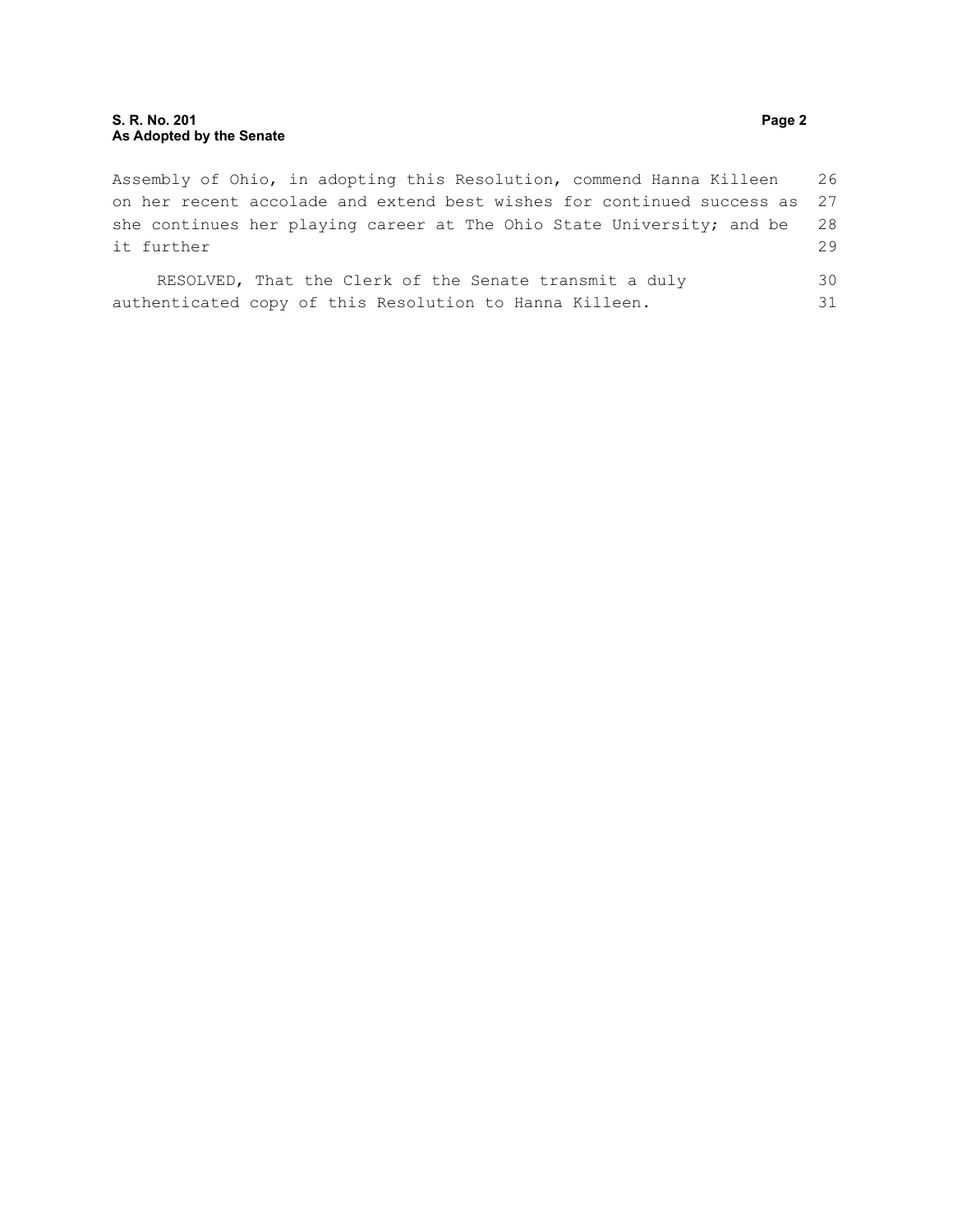Assembly of Ohio, in adopting this Resolution, commend Hanna Killeen on her recent accolade and extend best wishes for continued success as she continues her playing career at The Ohio State University; and be it further

RESOLVED, That the Clerk of the Senate transmit a duly authenticated copy of this Resolution to Hanna Killeen.